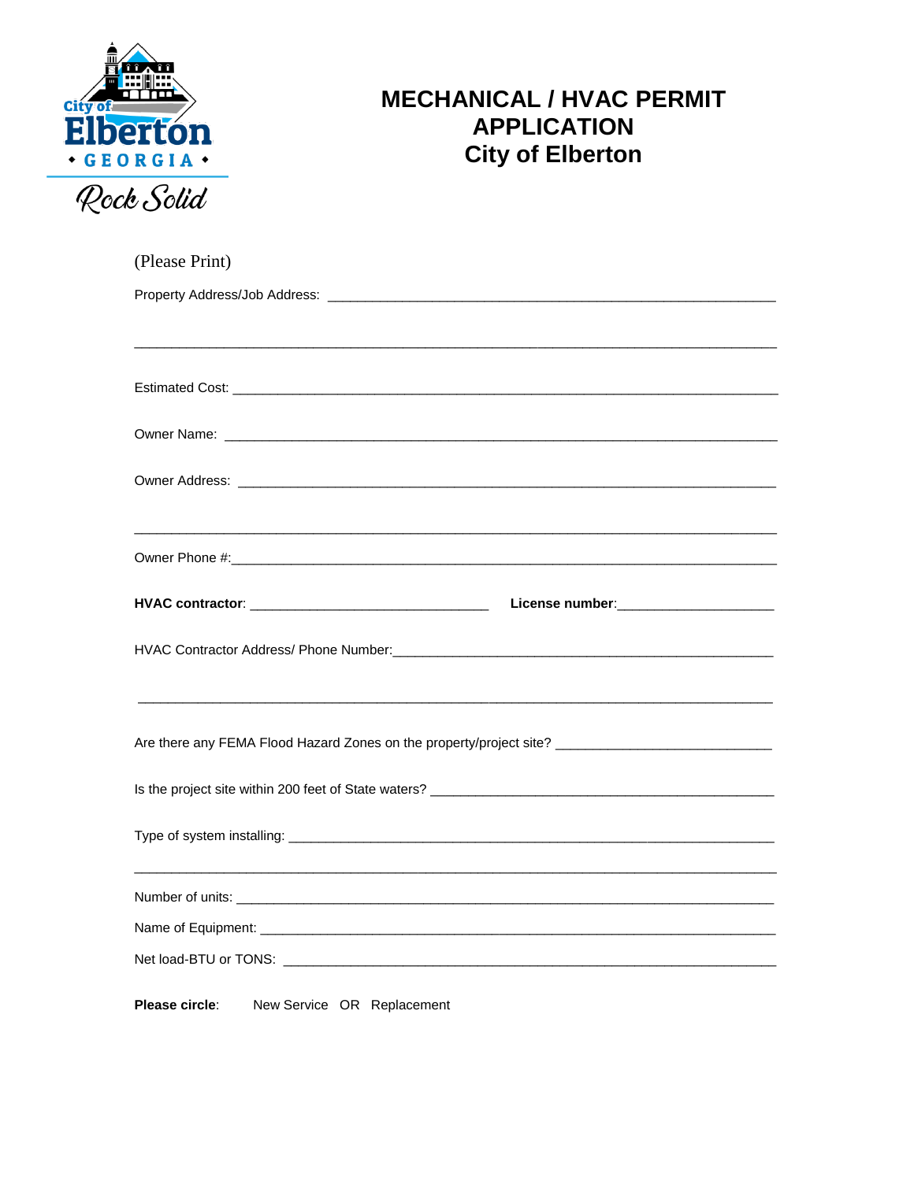# MECHANICAL / HVAC PERMIT APPLICATION
# City of Elberton

(Please Print)

Property Address/Job Address: ____________________________________________________________

______________________________________________________________________________

Estimated Cost: _________________________________________________________________________

Owner Name: ___________________________________________________________________________

Owner Address: _________________________________________________________________________

______________________________________________________________________________

Owner Phone #:__________________________________________________________________________

**HVAC contractor**: ________________________________ **License number**:_____________________

HVAC Contractor Address/ Phone Number:___________________________________________________

______________________________________________________________________________

Are there any FEMA Flood Hazard Zones on the property/project site? _____________________________

Is the project site within 200 feet of State waters? _______________________________________________

Type of system installing: _________________________________________________________________

______________________________________________________________________________

Number of units: _________________________________________________________________________

Name of Equipment: ______________________________________________________________________

Net load-BTU or TONS: ____________________________________________________________________

**Please circle**: New Service OR Replacement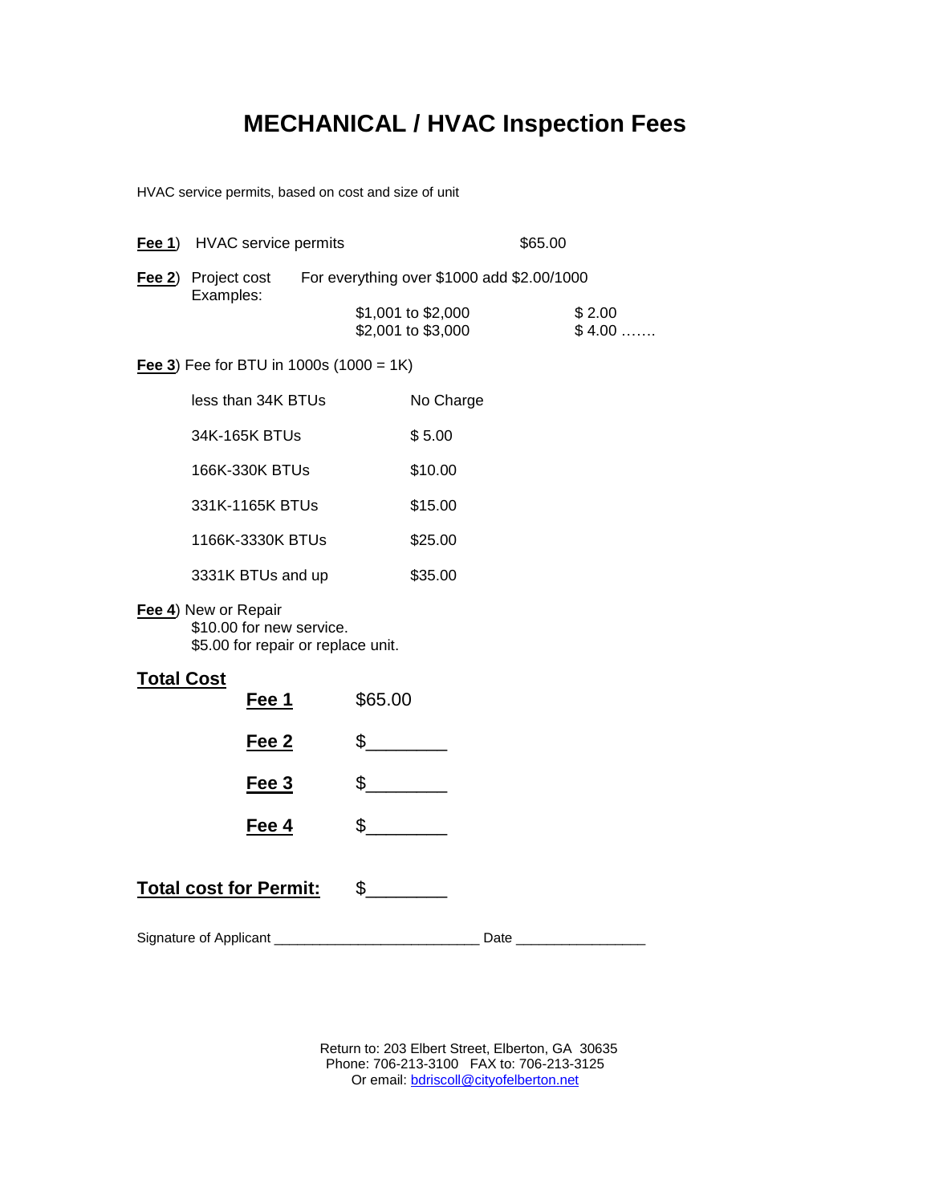# MECHANICAL / HVAC Inspection Fees

HVAC service permits, based on cost and size of unit

**Fee 1**) HVAC service permits $65.00

**Fee 2**) Project cost For everything over $1000 add $2.00/1000
Examples:

| | |
|---|---|
| $1,001 to $2,000 | $ 2.00 |
| $2,001 to $3,000 | $ 4.00 ……. |

**Fee 3**) Fee for BTU in 1000s (1000 = 1K)

| | |
|---|---|
| less than 34K BTUs | No Charge |
| 34K-165K BTUs | $ 5.00 |
| 166K-330K BTUs | $10.00 |
| 331K-1165K BTUs | $15.00 |
| 1166K-3330K BTUs | $25.00 |
| 3331K BTUs and up | $35.00 |

**Fee 4**) New or Repair
$10.00 for new service.
$5.00 for repair or replace unit.

**Total Cost**

| | |
|---|---|
| **Fee 1** | $65.00 |
| **Fee 2** | $________ |
| **Fee 3** | $________ |
| **Fee 4** | $________ |

**Total cost for Permit:** $________

Signature of Applicant ___________________________ Date _________________

Return to: 203 Elbert Street, Elberton, GA 30635
Phone: 706-213-3100 FAX to: 706-213-3125
Or email: bdriscoll@cityofelberton.net